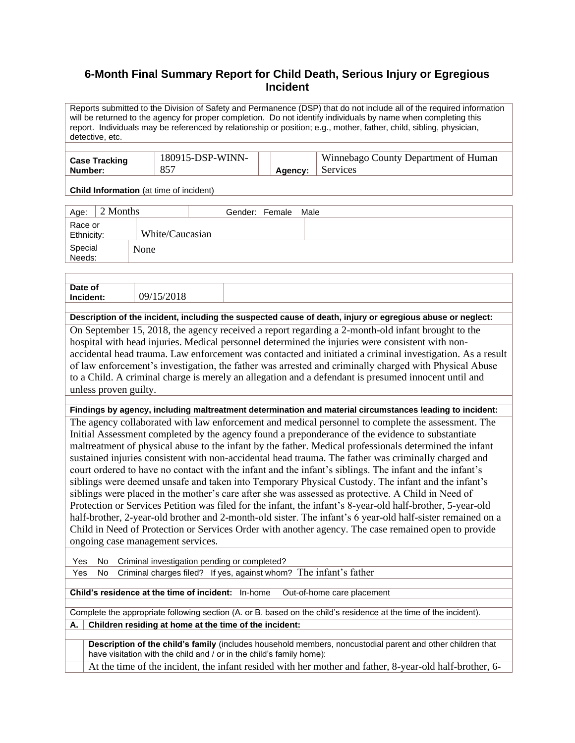# 6-Month Final Summary Report for Child Death, Serious Injury or Egregious Incident

Reports submitted to the Division of Safety and Permanence (DSP) that do not include all of the required information will be returned to the agency for proper completion. Do not identify individuals by name when completing this report. Individuals may be referenced by relationship or position; e.g., mother, father, child, sibling, physician, detective, etc.

| **Case Tracking Number:** | 180915-DSP-WINN-857 | **Agency:** | Winnebago County Department of Human Services |
|---|---|---|---|

**Child Information** (at time of incident)

| Age: | 2 Months | Gender: Female Male |
|---|---|---|
| Race or Ethnicity: | White/Caucasian | |
| Special Needs: | None | |

| **Date of Incident:** | 09/15/2018 |
|---|---|

**Description of the incident, including the suspected cause of death, injury or egregious abuse or neglect:**

On September 15, 2018, the agency received a report regarding a 2-month-old infant brought to the hospital with head injuries. Medical personnel determined the injuries were consistent with non-accidental head trauma. Law enforcement was contacted and initiated a criminal investigation. As a result of law enforcement's investigation, the father was arrested and criminally charged with Physical Abuse to a Child. A criminal charge is merely an allegation and a defendant is presumed innocent until and unless proven guilty.

**Findings by agency, including maltreatment determination and material circumstances leading to incident:**

The agency collaborated with law enforcement and medical personnel to complete the assessment. The Initial Assessment completed by the agency found a preponderance of the evidence to substantiate maltreatment of physical abuse to the infant by the father. Medical professionals determined the infant sustained injuries consistent with non-accidental head trauma. The father was criminally charged and court ordered to have no contact with the infant and the infant's siblings. The infant and the infant's siblings were deemed unsafe and taken into Temporary Physical Custody. The infant and the infant's siblings were placed in the mother's care after she was assessed as protective. A Child in Need of Protection or Services Petition was filed for the infant, the infant's 8-year-old half-brother, 5-year-old half-brother, 2-year-old brother and 2-month-old sister. The infant's 6 year-old half-sister remained on a Child in Need of Protection or Services Order with another agency. The case remained open to provide ongoing case management services.

Yes No Criminal investigation pending or completed?

Yes No Criminal charges filed? If yes, against whom? The infant's father

**Child's residence at the time of incident:** In-home Out-of-home care placement

Complete the appropriate following section (A. or B. based on the child's residence at the time of the incident).

**A. Children residing at home at the time of the incident:**

**Description of the child's family** (includes household members, noncustodial parent and other children that have visitation with the child and / or in the child's family home):

At the time of the incident, the infant resided with her mother and father, 8-year-old half-brother, 6-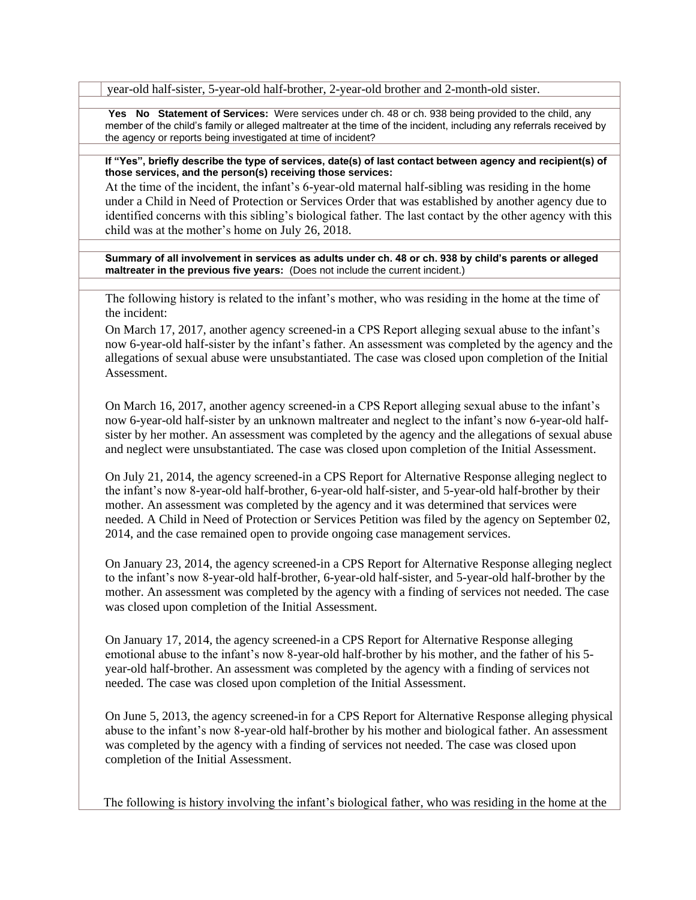year-old half-sister, 5-year-old half-brother, 2-year-old brother and 2-month-old sister.

**Yes No Statement of Services:** Were services under ch. 48 or ch. 938 being provided to the child, any member of the child's family or alleged maltreater at the time of the incident, including any referrals received by the agency or reports being investigated at time of incident?

**If "Yes", briefly describe the type of services, date(s) of last contact between agency and recipient(s) of those services, and the person(s) receiving those services:**

At the time of the incident, the infant's 6-year-old maternal half-sibling was residing in the home under a Child in Need of Protection or Services Order that was established by another agency due to identified concerns with this sibling's biological father. The last contact by the other agency with this child was at the mother's home on July 26, 2018.

**Summary of all involvement in services as adults under ch. 48 or ch. 938 by child's parents or alleged maltreater in the previous five years:** (Does not include the current incident.)

The following history is related to the infant's mother, who was residing in the home at the time of the incident:

On March 17, 2017, another agency screened-in a CPS Report alleging sexual abuse to the infant's now 6-year-old half-sister by the infant's father. An assessment was completed by the agency and the allegations of sexual abuse were unsubstantiated. The case was closed upon completion of the Initial Assessment.

On March 16, 2017, another agency screened-in a CPS Report alleging sexual abuse to the infant's now 6-year-old half-sister by an unknown maltreater and neglect to the infant's now 6-year-old half-sister by her mother. An assessment was completed by the agency and the allegations of sexual abuse and neglect were unsubstantiated. The case was closed upon completion of the Initial Assessment.

On July 21, 2014, the agency screened-in a CPS Report for Alternative Response alleging neglect to the infant's now 8-year-old half-brother, 6-year-old half-sister, and 5-year-old half-brother by their mother. An assessment was completed by the agency and it was determined that services were needed. A Child in Need of Protection or Services Petition was filed by the agency on September 02, 2014, and the case remained open to provide ongoing case management services.

On January 23, 2014, the agency screened-in a CPS Report for Alternative Response alleging neglect to the infant's now 8-year-old half-brother, 6-year-old half-sister, and 5-year-old half-brother by the mother. An assessment was completed by the agency with a finding of services not needed. The case was closed upon completion of the Initial Assessment.

On January 17, 2014, the agency screened-in a CPS Report for Alternative Response alleging emotional abuse to the infant's now 8-year-old half-brother by his mother, and the father of his 5-year-old half-brother. An assessment was completed by the agency with a finding of services not needed. The case was closed upon completion of the Initial Assessment.

On June 5, 2013, the agency screened-in for a CPS Report for Alternative Response alleging physical abuse to the infant's now 8-year-old half-brother by his mother and biological father. An assessment was completed by the agency with a finding of services not needed. The case was closed upon completion of the Initial Assessment.

The following is history involving the infant's biological father, who was residing in the home at the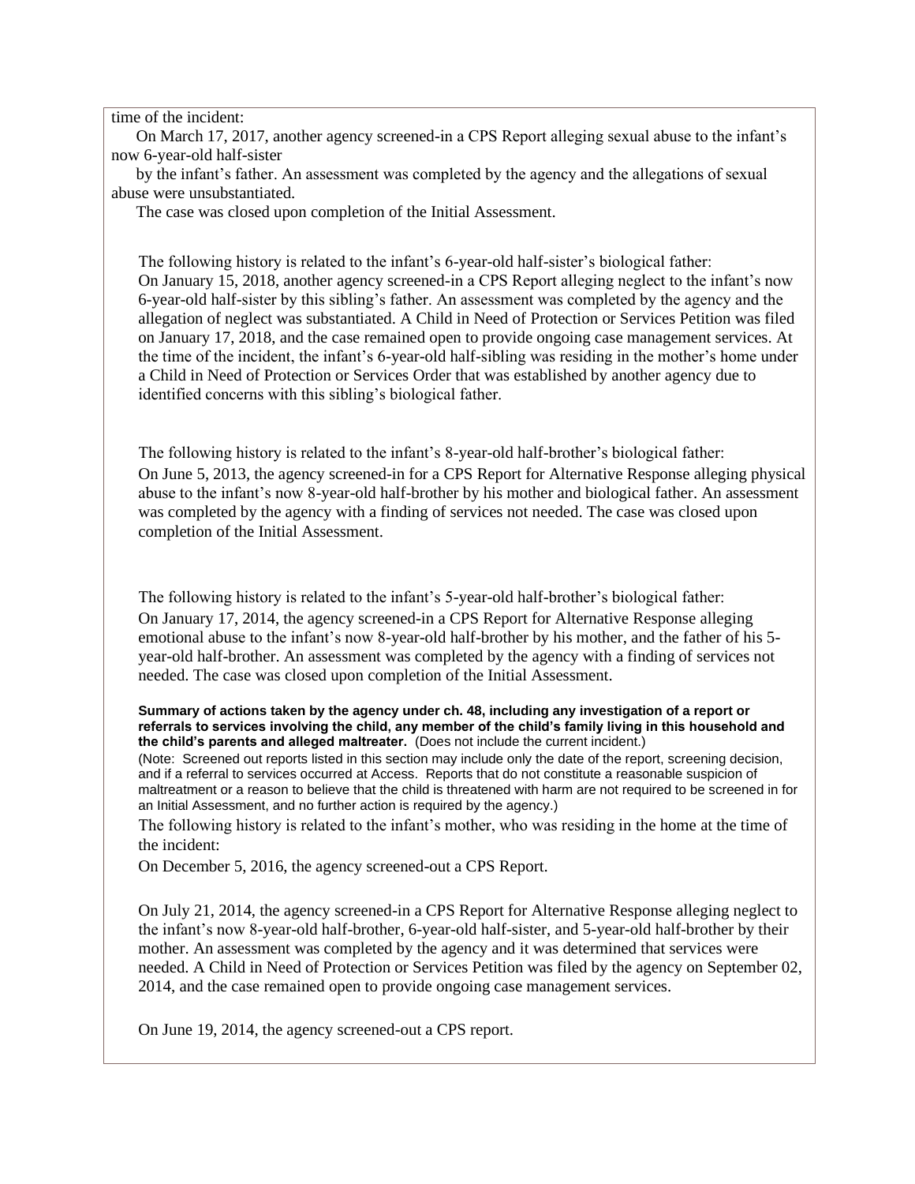time of the incident:

On March 17, 2017, another agency screened-in a CPS Report alleging sexual abuse to the infant's now 6-year-old half-sister by the infant's father. An assessment was completed by the agency and the allegations of sexual abuse were unsubstantiated.

The case was closed upon completion of the Initial Assessment.

The following history is related to the infant's 6-year-old half-sister's biological father:

On January 15, 2018, another agency screened-in a CPS Report alleging neglect to the infant's now 6-year-old half-sister by this sibling's father. An assessment was completed by the agency and the allegation of neglect was substantiated. A Child in Need of Protection or Services Petition was filed on January 17, 2018, and the case remained open to provide ongoing case management services. At the time of the incident, the infant's 6-year-old half-sibling was residing in the mother's home under a Child in Need of Protection or Services Order that was established by another agency due to identified concerns with this sibling's biological father.

The following history is related to the infant's 8-year-old half-brother's biological father:

On June 5, 2013, the agency screened-in for a CPS Report for Alternative Response alleging physical abuse to the infant's now 8-year-old half-brother by his mother and biological father. An assessment was completed by the agency with a finding of services not needed. The case was closed upon completion of the Initial Assessment.

The following history is related to the infant's 5-year-old half-brother's biological father:

On January 17, 2014, the agency screened-in a CPS Report for Alternative Response alleging emotional abuse to the infant's now 8-year-old half-brother by his mother, and the father of his 5-year-old half-brother. An assessment was completed by the agency with a finding of services not needed. The case was closed upon completion of the Initial Assessment.

**Summary of actions taken by the agency under ch. 48, including any investigation of a report or referrals to services involving the child, any member of the child's family living in this household and the child's parents and alleged maltreater.** (Does not include the current incident.)

(Note: Screened out reports listed in this section may include only the date of the report, screening decision, and if a referral to services occurred at Access. Reports that do not constitute a reasonable suspicion of maltreatment or a reason to believe that the child is threatened with harm are not required to be screened in for an Initial Assessment, and no further action is required by the agency.)

The following history is related to the infant's mother, who was residing in the home at the time of the incident:

On December 5, 2016, the agency screened-out a CPS Report.

On July 21, 2014, the agency screened-in a CPS Report for Alternative Response alleging neglect to the infant's now 8-year-old half-brother, 6-year-old half-sister, and 5-year-old half-brother by their mother. An assessment was completed by the agency and it was determined that services were needed. A Child in Need of Protection or Services Petition was filed by the agency on September 02, 2014, and the case remained open to provide ongoing case management services.

On June 19, 2014, the agency screened-out a CPS report.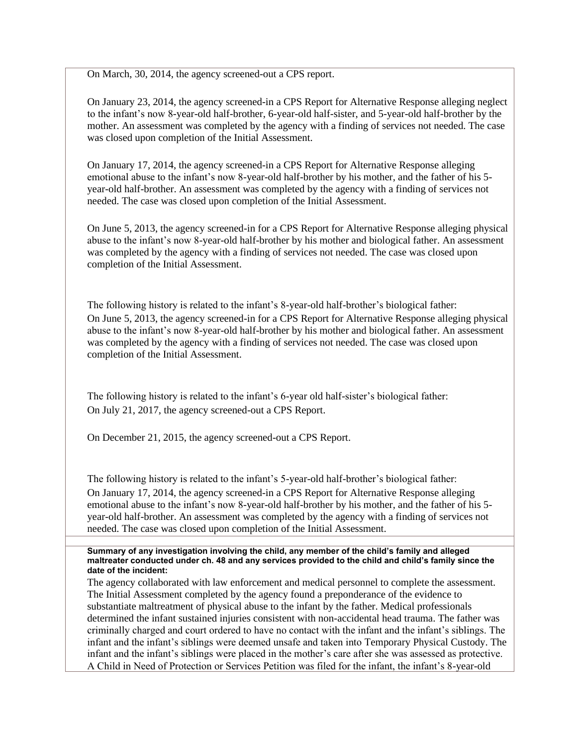On March, 30, 2014, the agency screened-out a CPS report.

On January 23, 2014, the agency screened-in a CPS Report for Alternative Response alleging neglect to the infant's now 8-year-old half-brother, 6-year-old half-sister, and 5-year-old half-brother by the mother. An assessment was completed by the agency with a finding of services not needed. The case was closed upon completion of the Initial Assessment.

On January 17, 2014, the agency screened-in a CPS Report for Alternative Response alleging emotional abuse to the infant's now 8-year-old half-brother by his mother, and the father of his 5-year-old half-brother. An assessment was completed by the agency with a finding of services not needed. The case was closed upon completion of the Initial Assessment.

On June 5, 2013, the agency screened-in for a CPS Report for Alternative Response alleging physical abuse to the infant's now 8-year-old half-brother by his mother and biological father. An assessment was completed by the agency with a finding of services not needed. The case was closed upon completion of the Initial Assessment.

The following history is related to the infant's 8-year-old half-brother's biological father:
On June 5, 2013, the agency screened-in for a CPS Report for Alternative Response alleging physical abuse to the infant's now 8-year-old half-brother by his mother and biological father. An assessment was completed by the agency with a finding of services not needed. The case was closed upon completion of the Initial Assessment.

The following history is related to the infant's 6-year old half-sister's biological father:
On July 21, 2017, the agency screened-out a CPS Report.

On December 21, 2015, the agency screened-out a CPS Report.

The following history is related to the infant's 5-year-old half-brother's biological father:
On January 17, 2014, the agency screened-in a CPS Report for Alternative Response alleging emotional abuse to the infant's now 8-year-old half-brother by his mother, and the father of his 5-year-old half-brother. An assessment was completed by the agency with a finding of services not needed. The case was closed upon completion of the Initial Assessment.

**Summary of any investigation involving the child, any member of the child's family and alleged maltreater conducted under ch. 48 and any services provided to the child and child's family since the date of the incident:**

The agency collaborated with law enforcement and medical personnel to complete the assessment. The Initial Assessment completed by the agency found a preponderance of the evidence to substantiate maltreatment of physical abuse to the infant by the father. Medical professionals determined the infant sustained injuries consistent with non-accidental head trauma. The father was criminally charged and court ordered to have no contact with the infant and the infant's siblings. The infant and the infant's siblings were deemed unsafe and taken into Temporary Physical Custody. The infant and the infant's siblings were placed in the mother's care after she was assessed as protective. A Child in Need of Protection or Services Petition was filed for the infant, the infant's 8-year-old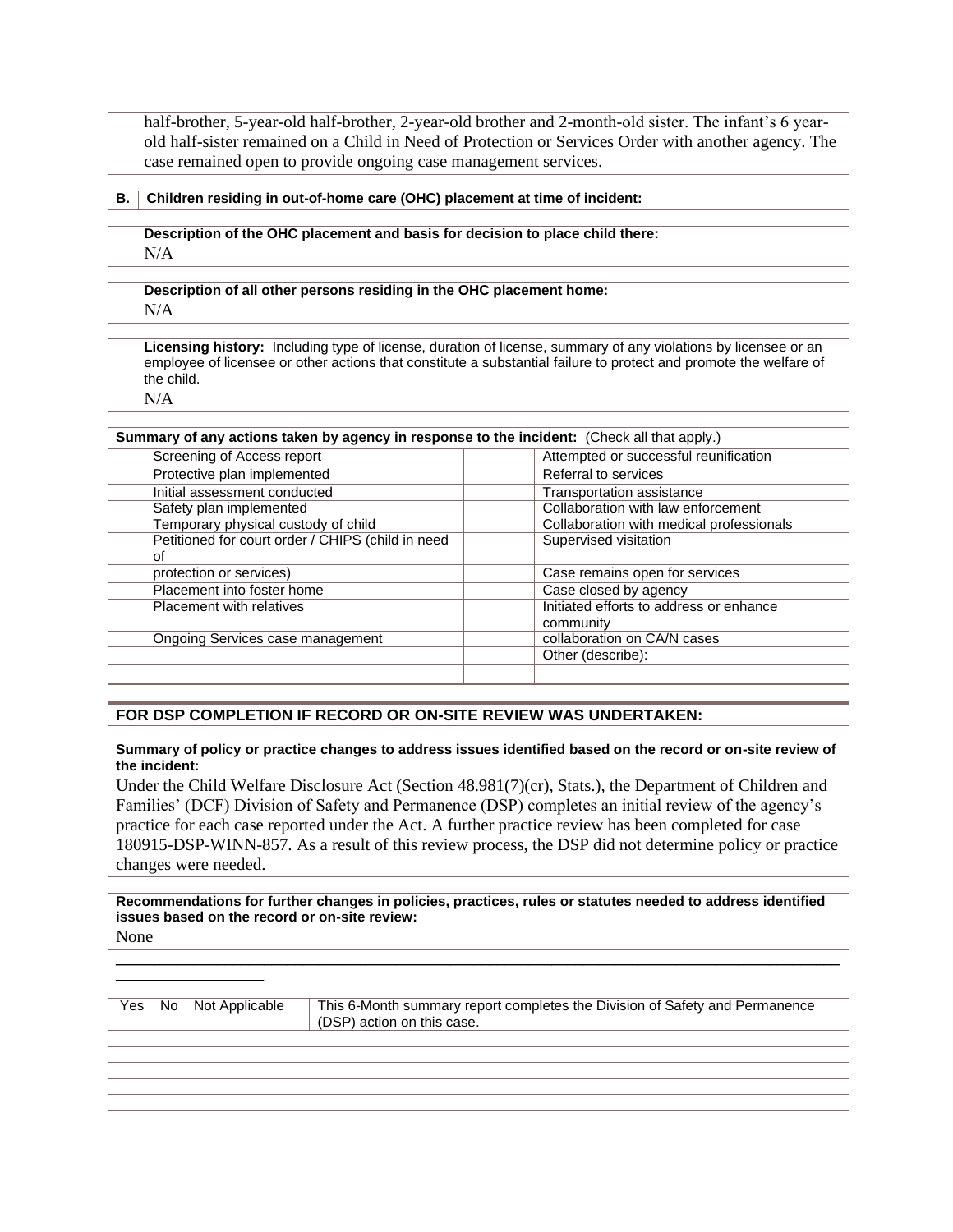half-brother, 5-year-old half-brother, 2-year-old brother and 2-month-old sister. The infant's 6 year-old half-sister remained on a Child in Need of Protection or Services Order with another agency. The case remained open to provide ongoing case management services.

**B. Children residing in out-of-home care (OHC) placement at time of incident:**

**Description of the OHC placement and basis for decision to place child there:**
N/A

**Description of all other persons residing in the OHC placement home:**
N/A

**Licensing history:** Including type of license, duration of license, summary of any violations by licensee or an employee of licensee or other actions that constitute a substantial failure to protect and promote the welfare of the child.
N/A

**Summary of any actions taken by agency in response to the incident:** (Check all that apply.)

| | | | | |
|---|---|---|---|---|
| | Screening of Access report | | | Attempted or successful reunification |
| | Protective plan implemented | | | Referral to services |
| | Initial assessment conducted | | | Transportation assistance |
| | Safety plan implemented | | | Collaboration with law enforcement |
| | Temporary physical custody of child | | | Collaboration with medical professionals |
| | Petitioned for court order / CHIPS (child in need of | | | Supervised visitation |
| | protection or services) | | | Case remains open for services |
| | Placement into foster home | | | Case closed by agency |
| | Placement with relatives | | | Initiated efforts to address or enhance community |
| | Ongoing Services case management | | | collaboration on CA/N cases |
| | | | | Other (describe): |

**FOR DSP COMPLETION IF RECORD OR ON-SITE REVIEW WAS UNDERTAKEN:**

**Summary of policy or practice changes to address issues identified based on the record or on-site review of the incident:**
Under the Child Welfare Disclosure Act (Section 48.981(7)(cr), Stats.), the Department of Children and Families' (DCF) Division of Safety and Permanence (DSP) completes an initial review of the agency's practice for each case reported under the Act. A further practice review has been completed for case 180915-DSP-WINN-857. As a result of this review process, the DSP did not determine policy or practice changes were needed.

**Recommendations for further changes in policies, practices, rules or statutes needed to address identified issues based on the record or on-site review:**
None

| | |
|---|---|
| Yes No Not Applicable | This 6-Month summary report completes the Division of Safety and Permanence (DSP) action on this case. |